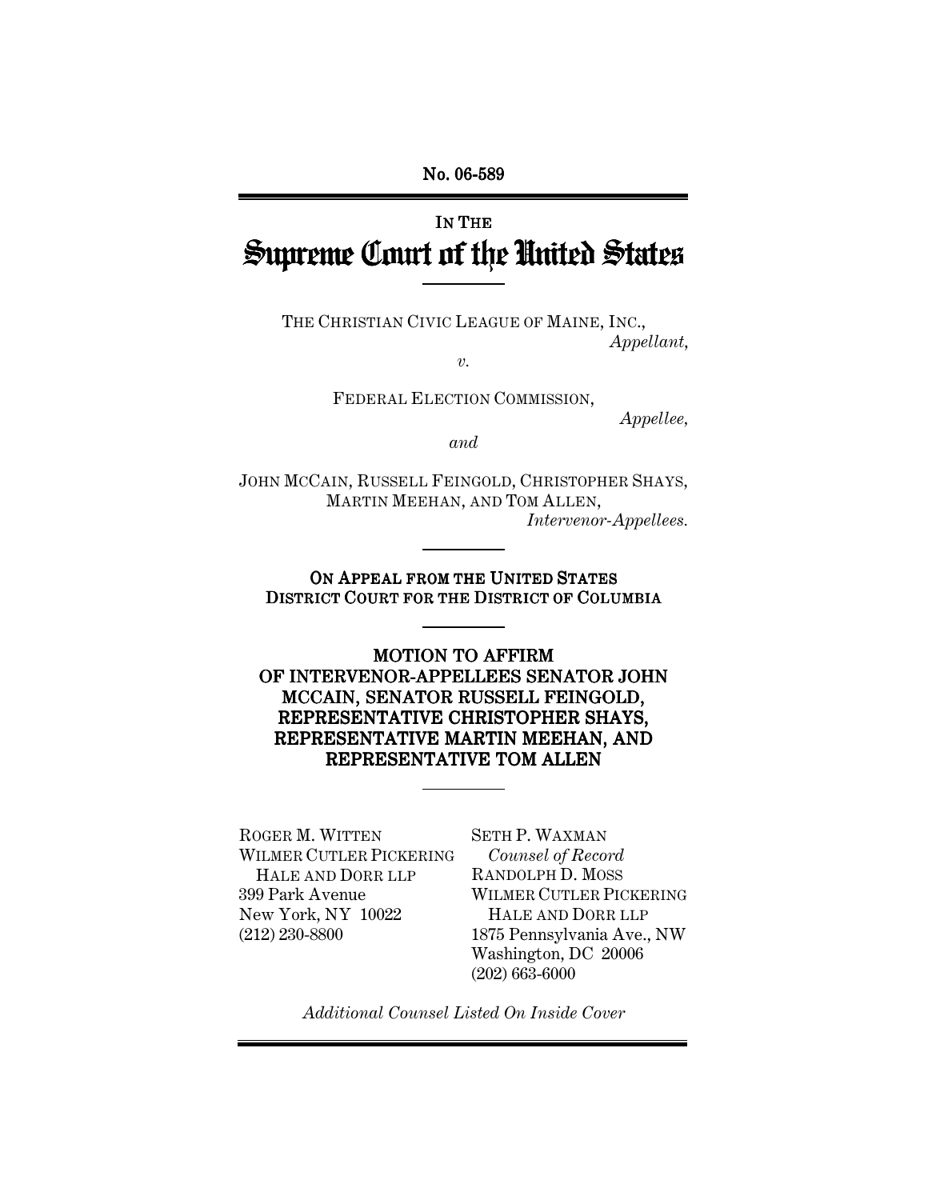No. 06-589

IN THE

# Supreme Court of the United States

THE CHRISTIAN CIVIC LEAGUE OF MAINE, INC.,
*Appellant*,

*v.*

FEDERAL ELECTION COMMISSION,
*Appellee*,

*and*

JOHN MCCAIN, RUSSELL FEINGOLD, CHRISTOPHER SHAYS, MARTIN MEEHAN, AND TOM ALLEN,
*Intervenor-Appellees.*

**ON APPEAL FROM THE UNITED STATES DISTRICT COURT FOR THE DISTRICT OF COLUMBIA**

**MOTION TO AFFIRM OF INTERVENOR-APPELLEES SENATOR JOHN MCCAIN, SENATOR RUSSELL FEINGOLD, REPRESENTATIVE CHRISTOPHER SHAYS, REPRESENTATIVE MARTIN MEEHAN, AND REPRESENTATIVE TOM ALLEN**

ROGER M. WITTEN
WILMER CUTLER PICKERING
HALE AND DORR LLP
399 Park Avenue
New York, NY 10022
(212) 230-8800

SETH P. WAXMAN
*Counsel of Record*
RANDOLPH D. MOSS
WILMER CUTLER PICKERING
HALE AND DORR LLP
1875 Pennsylvania Ave., NW
Washington, DC 20006
(202) 663-6000

*Additional Counsel Listed On Inside Cover*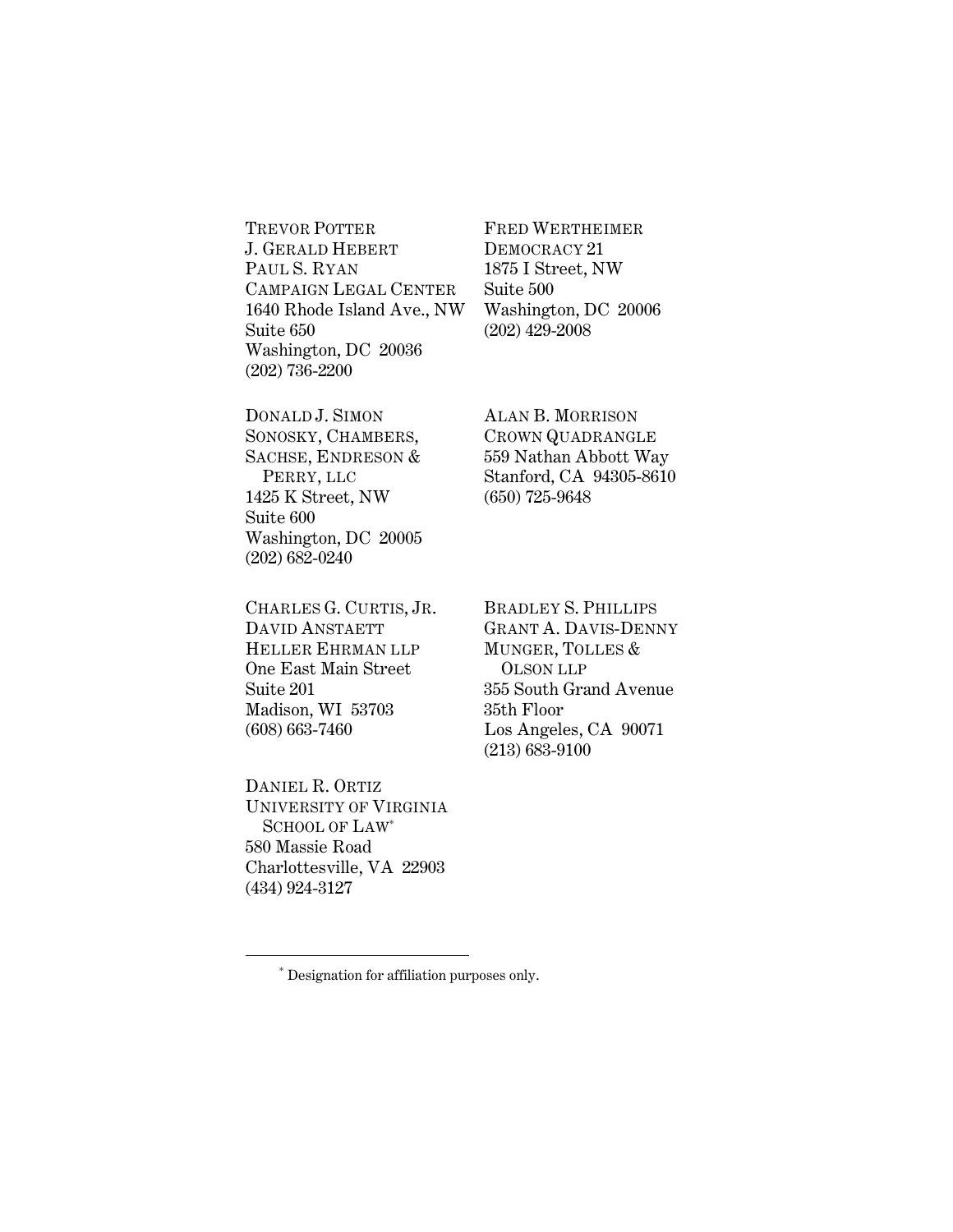TREVOR POTTER
J. GERALD HEBERT
PAUL S. RYAN
CAMPAIGN LEGAL CENTER
1640 Rhode Island Ave., NW
Suite 650
Washington, DC 20036
(202) 736-2200

FRED WERTHEIMER
DEMOCRACY 21
1875 I Street, NW
Suite 500
Washington, DC 20006
(202) 429-2008

DONALD J. SIMON
SONOSKY, CHAMBERS,
SACHSE, ENDRESON &
PERRY, LLC
1425 K Street, NW
Suite 600
Washington, DC 20005
(202) 682-0240

ALAN B. MORRISON
CROWN QUADRANGLE
559 Nathan Abbott Way
Stanford, CA 94305-8610
(650) 725-9648

CHARLES G. CURTIS, JR.
DAVID ANSTAETT
HELLER EHRMAN LLP
One East Main Street
Suite 201
Madison, WI 53703
(608) 663-7460

BRADLEY S. PHILLIPS
GRANT A. DAVIS-DENNY
MUNGER, TOLLES &
OLSON LLP
355 South Grand Avenue
35th Floor
Los Angeles, CA 90071
(213) 683-9100

DANIEL R. ORTIZ
UNIVERSITY OF VIRGINIA
SCHOOL OF LAW*
580 Massie Road
Charlottesville, VA 22903
(434) 924-3127

---

* Designation for affiliation purposes only.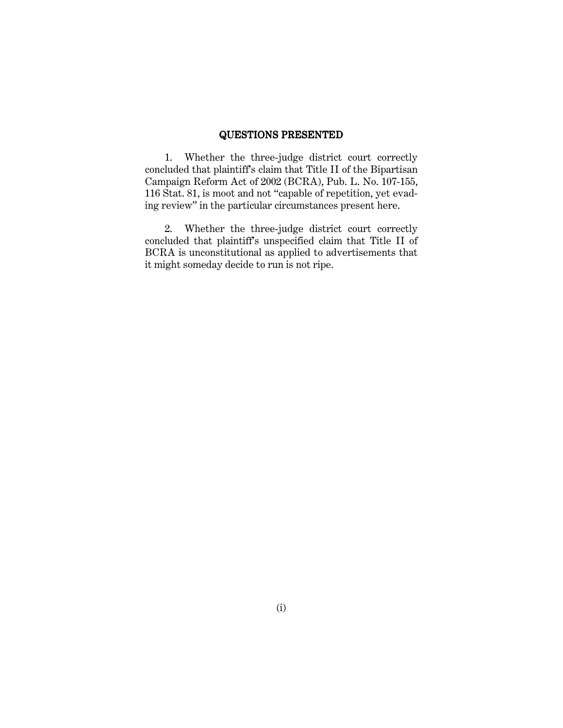## QUESTIONS PRESENTED

1. Whether the three-judge district court correctly concluded that plaintiff's claim that Title II of the Bipartisan Campaign Reform Act of 2002 (BCRA), Pub. L. No. 107-155, 116 Stat. 81, is moot and not "capable of repetition, yet evading review" in the particular circumstances present here.

2. Whether the three-judge district court correctly concluded that plaintiff's unspecified claim that Title II of BCRA is unconstitutional as applied to advertisements that it might someday decide to run is not ripe.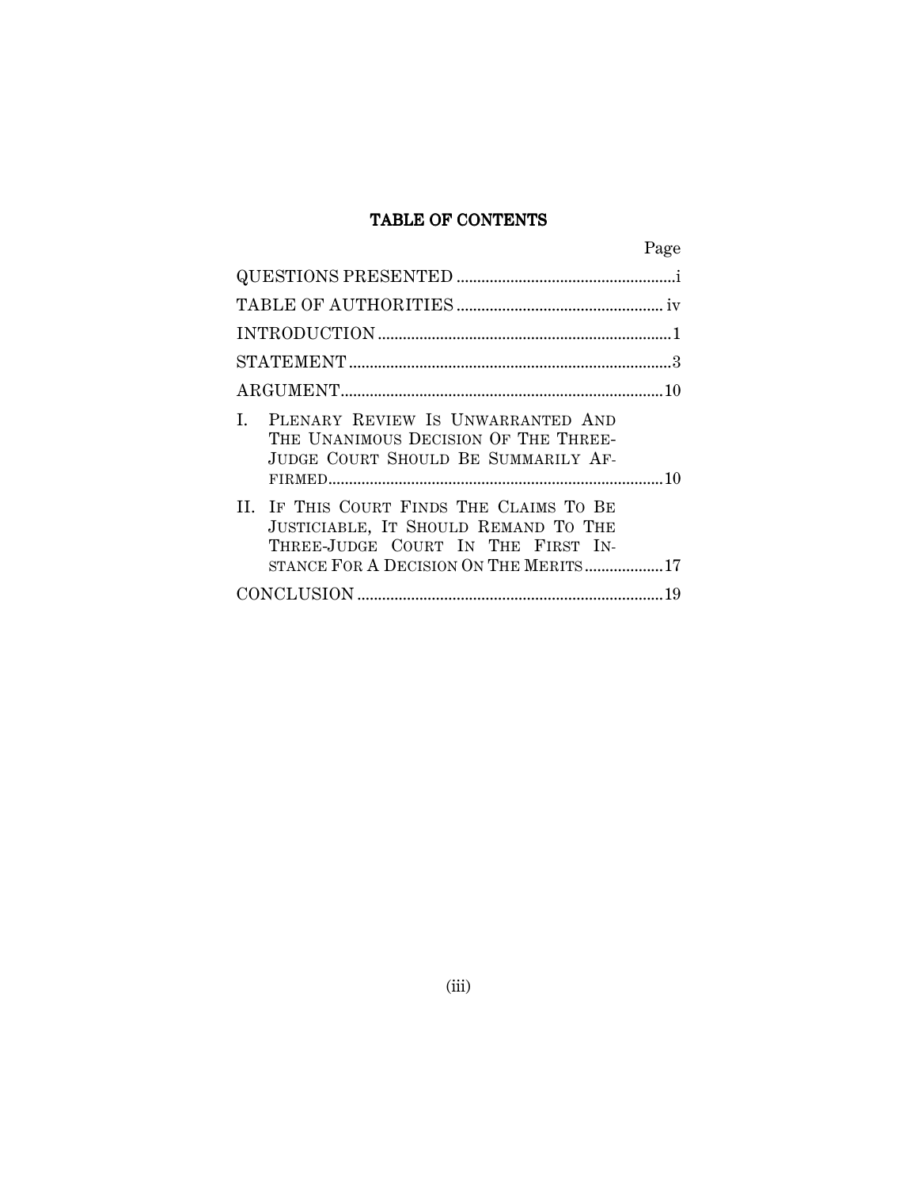# TABLE OF CONTENTS

| | Page |
|---|---|
| QUESTIONS PRESENTED | i |
| TABLE OF AUTHORITIES | iv |
| INTRODUCTION | 1 |
| STATEMENT | 3 |
| ARGUMENT | 10 |
| I. PLENARY REVIEW IS UNWARRANTED AND THE UNANIMOUS DECISION OF THE THREE-JUDGE COURT SHOULD BE SUMMARILY AFFIRMED | 10 |
| II. IF THIS COURT FINDS THE CLAIMS TO BE JUSTICIABLE, IT SHOULD REMAND TO THE THREE-JUDGE COURT IN THE FIRST INSTANCE FOR A DECISION ON THE MERITS | 17 |
| CONCLUSION | 19 |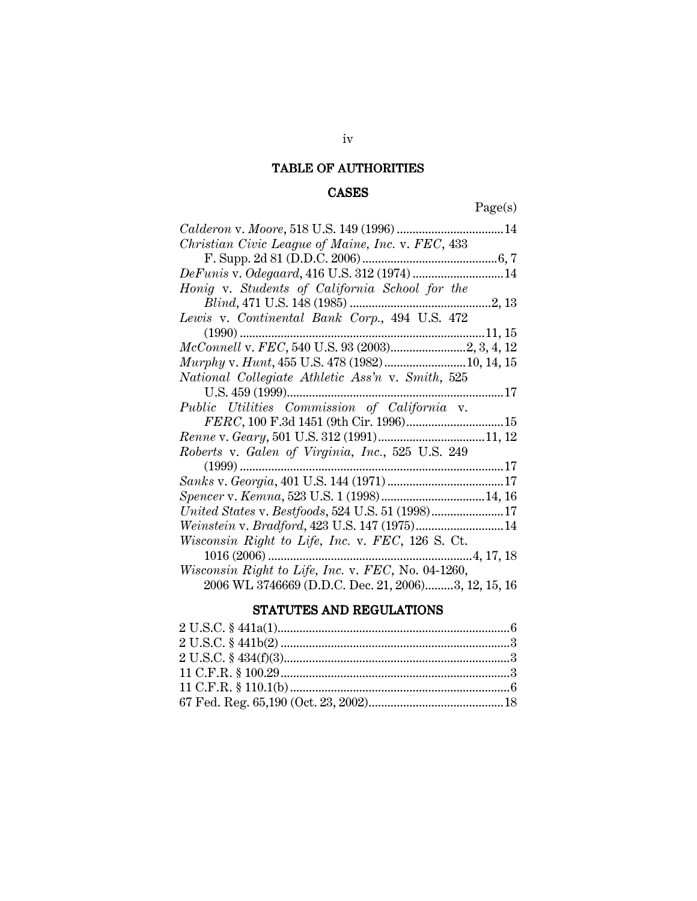## TABLE OF AUTHORITIES

### CASES

Page(s)

*Calderon* v. *Moore*, 518 U.S. 149 (1996) .................................. 14
*Christian Civic League of Maine, Inc.* v. *FEC*, 433 F. Supp. 2d 81 (D.D.C. 2006) .......................................... 6, 7
*DeFunis* v. *Odegaard*, 416 U.S. 312 (1974) ............................ 14
*Honig* v. *Students of California School for the Blind*, 471 U.S. 148 (1985) ............................................ 2, 13
*Lewis* v. *Continental Bank Corp.*, 494 U.S. 472 (1990) ............................................................................ 11, 15
*McConnell* v. *FEC*, 540 U.S. 93 (2003)........................ 2, 3, 4, 12
*Murphy* v. *Hunt*, 455 U.S. 478 (1982) .......................... 10, 14, 15
*National Collegiate Athletic Ass'n* v. *Smith*, 525 U.S. 459 (1999)...................................................................... 17
*Public Utilities Commission of California* v. *FERC*, 100 F.3d 1451 (9th Cir. 1996)............................... 15
*Renne* v. *Geary*, 501 U.S. 312 (1991).................................. 11, 12
*Roberts* v. *Galen of Virginia, Inc.*, 525 U.S. 249 (1999) ..................................................................................... 17
*Sanks* v. *Georgia*, 401 U.S. 144 (1971) ..................................... 17
*Spencer* v. *Kemna*, 523 U.S. 1 (1998)................................. 14, 16
*United States* v. *Bestfoods*, 524 U.S. 51 (1998)....................... 17
*Weinstein* v. *Bradford*, 423 U.S. 147 (1975)............................ 14
*Wisconsin Right to Life, Inc.* v. *FEC*, 126 S. Ct. 1016 (2006) ................................................................ 4, 17, 18
*Wisconsin Right to Life, Inc.* v. *FEC*, No. 04-1260, 2006 WL 3746669 (D.D.C. Dec. 21, 2006).........3, 12, 15, 16

### STATUTES AND REGULATIONS

2 U.S.C. § 441a(1)........................................................................... 6
2 U.S.C. § 441b(2) .......................................................................... 3
2 U.S.C. § 434(f)(3)......................................................................... 3
11 C.F.R. § 100.29 .......................................................................... 3
11 C.F.R. § 110.1(b) ....................................................................... 6
67 Fed. Reg. 65,190 (Oct. 23, 2002)........................................... 18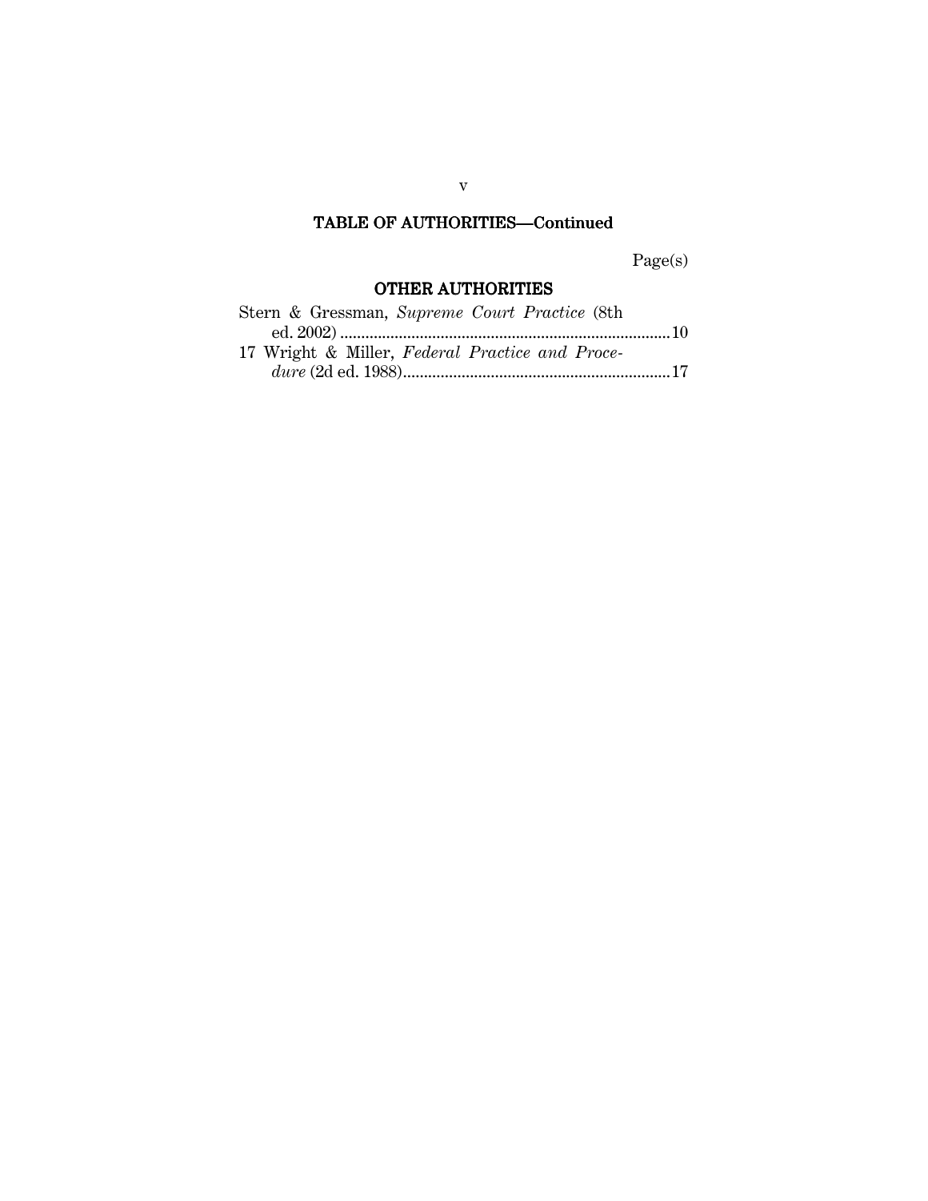## TABLE OF AUTHORITIES—Continued

Page(s)

### OTHER AUTHORITIES

Stern & Gressman, *Supreme Court Practice* (8th ed. 2002) ............................................................................10

17 Wright & Miller, *Federal Practice and Procedure* (2d ed. 1988)..............................................................17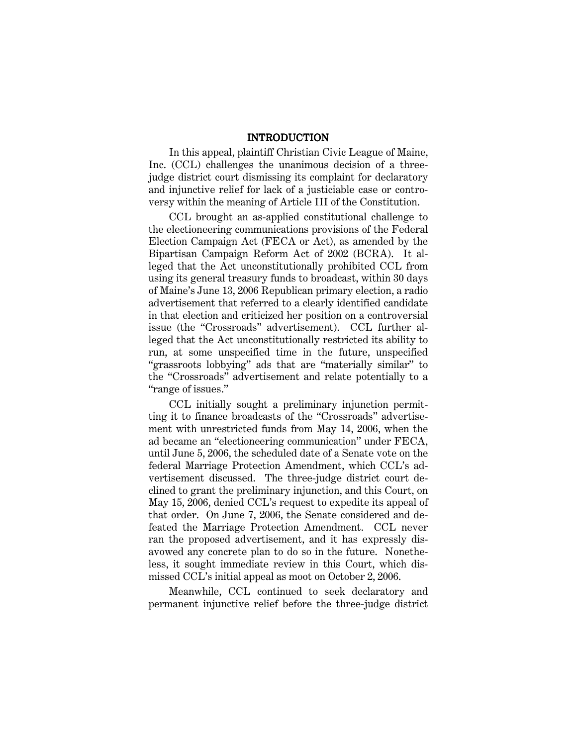## INTRODUCTION

In this appeal, plaintiff Christian Civic League of Maine, Inc. (CCL) challenges the unanimous decision of a three-judge district court dismissing its complaint for declaratory and injunctive relief for lack of a justiciable case or controversy within the meaning of Article III of the Constitution.

CCL brought an as-applied constitutional challenge to the electioneering communications provisions of the Federal Election Campaign Act (FECA or Act), as amended by the Bipartisan Campaign Reform Act of 2002 (BCRA). It alleged that the Act unconstitutionally prohibited CCL from using its general treasury funds to broadcast, within 30 days of Maine's June 13, 2006 Republican primary election, a radio advertisement that referred to a clearly identified candidate in that election and criticized her position on a controversial issue (the "Crossroads" advertisement). CCL further alleged that the Act unconstitutionally restricted its ability to run, at some unspecified time in the future, unspecified "grassroots lobbying" ads that are "materially similar" to the "Crossroads" advertisement and relate potentially to a "range of issues."

CCL initially sought a preliminary injunction permitting it to finance broadcasts of the "Crossroads" advertisement with unrestricted funds from May 14, 2006, when the ad became an "electioneering communication" under FECA, until June 5, 2006, the scheduled date of a Senate vote on the federal Marriage Protection Amendment, which CCL's advertisement discussed. The three-judge district court declined to grant the preliminary injunction, and this Court, on May 15, 2006, denied CCL's request to expedite its appeal of that order. On June 7, 2006, the Senate considered and defeated the Marriage Protection Amendment. CCL never ran the proposed advertisement, and it has expressly disavowed any concrete plan to do so in the future. Nonetheless, it sought immediate review in this Court, which dismissed CCL's initial appeal as moot on October 2, 2006.

Meanwhile, CCL continued to seek declaratory and permanent injunctive relief before the three-judge district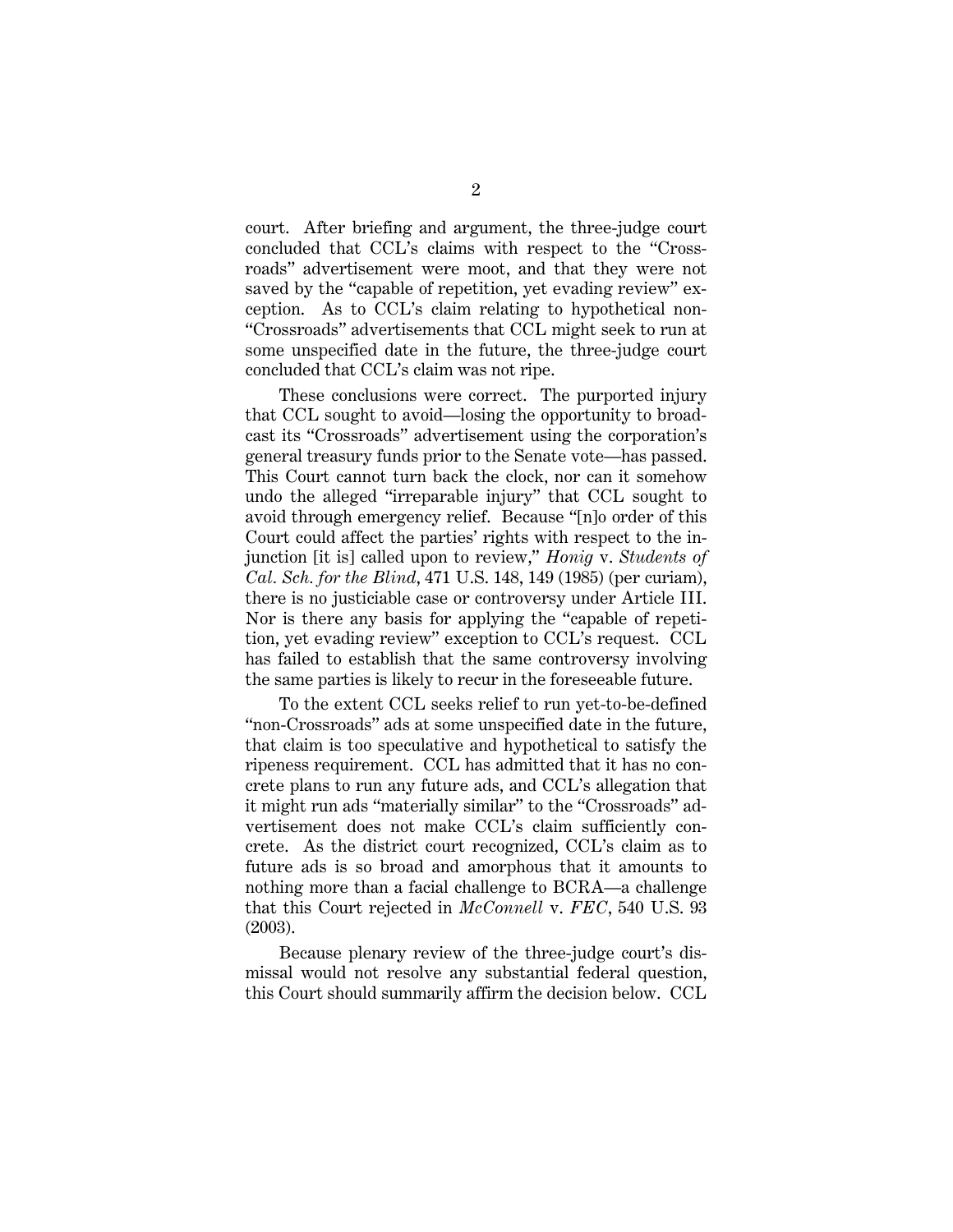court. After briefing and argument, the three-judge court concluded that CCL's claims with respect to the "Crossroads" advertisement were moot, and that they were not saved by the "capable of repetition, yet evading review" exception. As to CCL's claim relating to hypothetical non-"Crossroads" advertisements that CCL might seek to run at some unspecified date in the future, the three-judge court concluded that CCL's claim was not ripe.

These conclusions were correct. The purported injury that CCL sought to avoid—losing the opportunity to broadcast its "Crossroads" advertisement using the corporation's general treasury funds prior to the Senate vote—has passed. This Court cannot turn back the clock, nor can it somehow undo the alleged "irreparable injury" that CCL sought to avoid through emergency relief. Because "[n]o order of this Court could affect the parties' rights with respect to the injunction [it is] called upon to review," *Honig* v. *Students of Cal. Sch. for the Blind*, 471 U.S. 148, 149 (1985) (per curiam), there is no justiciable case or controversy under Article III. Nor is there any basis for applying the "capable of repetition, yet evading review" exception to CCL's request. CCL has failed to establish that the same controversy involving the same parties is likely to recur in the foreseeable future.

To the extent CCL seeks relief to run yet-to-be-defined "non-Crossroads" ads at some unspecified date in the future, that claim is too speculative and hypothetical to satisfy the ripeness requirement. CCL has admitted that it has no concrete plans to run any future ads, and CCL's allegation that it might run ads "materially similar" to the "Crossroads" advertisement does not make CCL's claim sufficiently concrete. As the district court recognized, CCL's claim as to future ads is so broad and amorphous that it amounts to nothing more than a facial challenge to BCRA—a challenge that this Court rejected in *McConnell* v. *FEC*, 540 U.S. 93 (2003).

Because plenary review of the three-judge court's dismissal would not resolve any substantial federal question, this Court should summarily affirm the decision below. CCL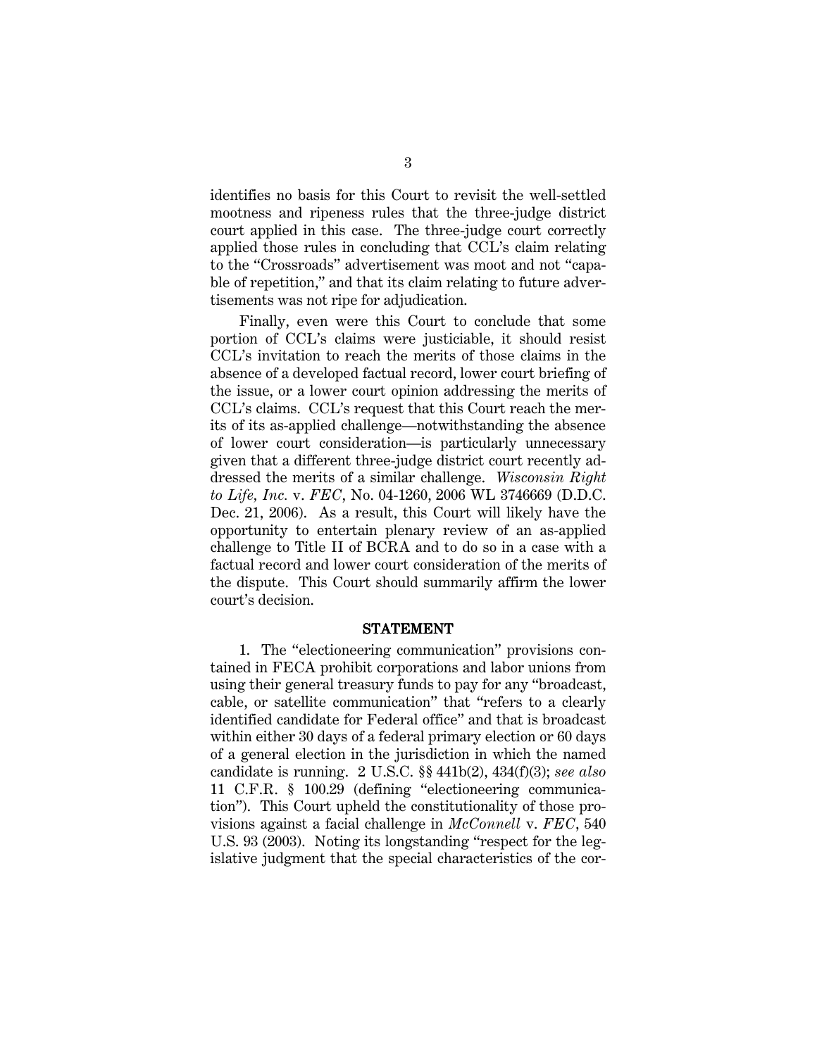identifies no basis for this Court to revisit the well-settled mootness and ripeness rules that the three-judge district court applied in this case. The three-judge court correctly applied those rules in concluding that CCL's claim relating to the "Crossroads" advertisement was moot and not "capable of repetition," and that its claim relating to future advertisements was not ripe for adjudication.

Finally, even were this Court to conclude that some portion of CCL's claims were justiciable, it should resist CCL's invitation to reach the merits of those claims in the absence of a developed factual record, lower court briefing of the issue, or a lower court opinion addressing the merits of CCL's claims. CCL's request that this Court reach the merits of its as-applied challenge—notwithstanding the absence of lower court consideration—is particularly unnecessary given that a different three-judge district court recently addressed the merits of a similar challenge. *Wisconsin Right to Life, Inc.* v. *FEC*, No. 04-1260, 2006 WL 3746669 (D.D.C. Dec. 21, 2006). As a result, this Court will likely have the opportunity to entertain plenary review of an as-applied challenge to Title II of BCRA and to do so in a case with a factual record and lower court consideration of the merits of the dispute. This Court should summarily affirm the lower court's decision.

## STATEMENT

1. The "electioneering communication" provisions contained in FECA prohibit corporations and labor unions from using their general treasury funds to pay for any "broadcast, cable, or satellite communication" that "refers to a clearly identified candidate for Federal office" and that is broadcast within either 30 days of a federal primary election or 60 days of a general election in the jurisdiction in which the named candidate is running. 2 U.S.C. §§ 441b(2), 434(f)(3); *see also* 11 C.F.R. § 100.29 (defining "electioneering communication"). This Court upheld the constitutionality of those provisions against a facial challenge in *McConnell* v. *FEC*, 540 U.S. 93 (2003). Noting its longstanding "respect for the legislative judgment that the special characteristics of the cor-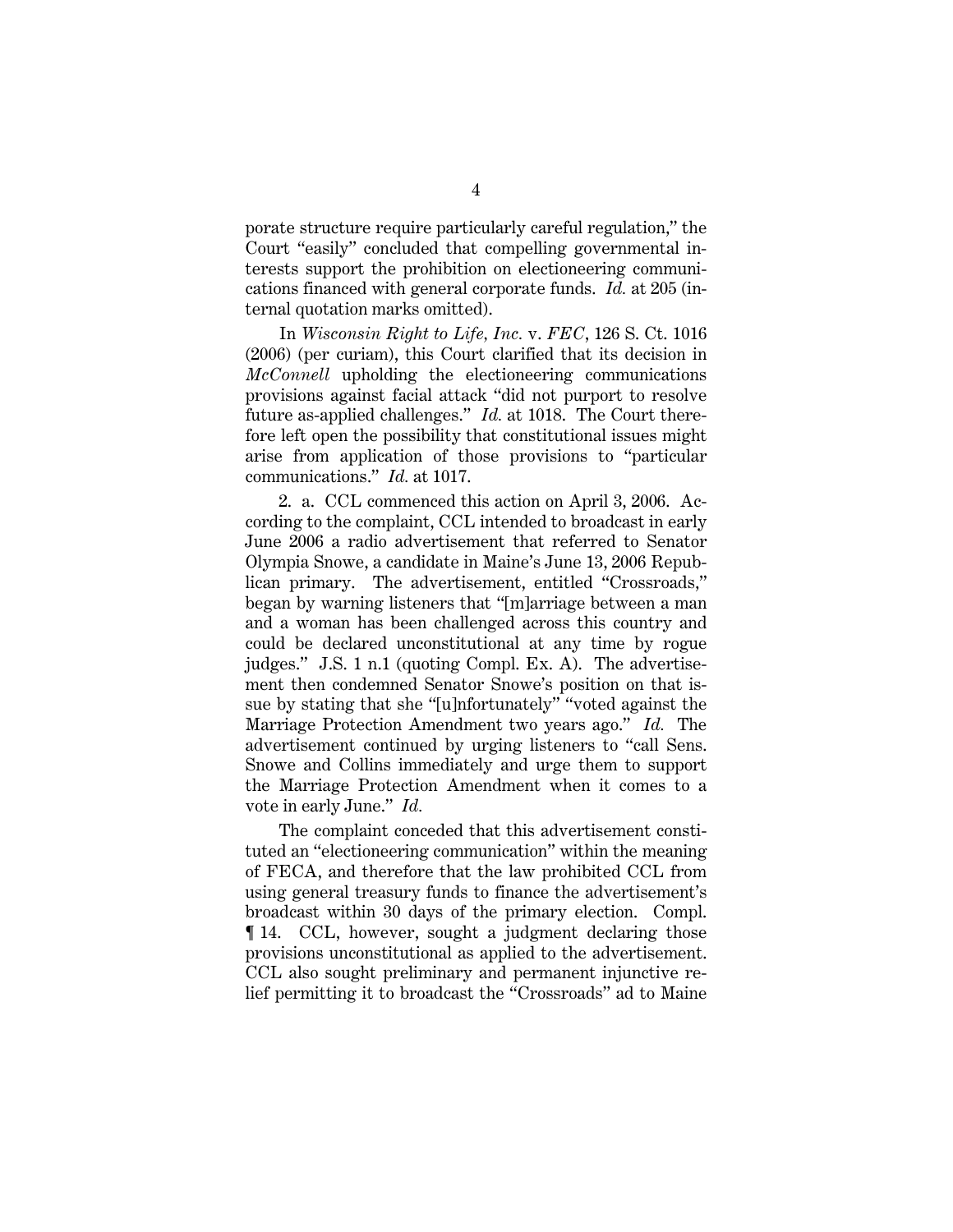porate structure require particularly careful regulation," the Court "easily" concluded that compelling governmental interests support the prohibition on electioneering communications financed with general corporate funds. *Id.* at 205 (internal quotation marks omitted).

In *Wisconsin Right to Life, Inc.* v. *FEC*, 126 S. Ct. 1016 (2006) (per curiam), this Court clarified that its decision in *McConnell* upholding the electioneering communications provisions against facial attack "did not purport to resolve future as-applied challenges." *Id.* at 1018. The Court therefore left open the possibility that constitutional issues might arise from application of those provisions to "particular communications." *Id.* at 1017.

2. a. CCL commenced this action on April 3, 2006. According to the complaint, CCL intended to broadcast in early June 2006 a radio advertisement that referred to Senator Olympia Snowe, a candidate in Maine's June 13, 2006 Republican primary. The advertisement, entitled "Crossroads," began by warning listeners that "[m]arriage between a man and a woman has been challenged across this country and could be declared unconstitutional at any time by rogue judges." J.S. 1 n.1 (quoting Compl. Ex. A). The advertisement then condemned Senator Snowe's position on that issue by stating that she "[u]nfortunately" "voted against the Marriage Protection Amendment two years ago." *Id.* The advertisement continued by urging listeners to "call Sens. Snowe and Collins immediately and urge them to support the Marriage Protection Amendment when it comes to a vote in early June." *Id.*

The complaint conceded that this advertisement constituted an "electioneering communication" within the meaning of FECA, and therefore that the law prohibited CCL from using general treasury funds to finance the advertisement's broadcast within 30 days of the primary election. Compl. ¶ 14. CCL, however, sought a judgment declaring those provisions unconstitutional as applied to the advertisement. CCL also sought preliminary and permanent injunctive relief permitting it to broadcast the "Crossroads" ad to Maine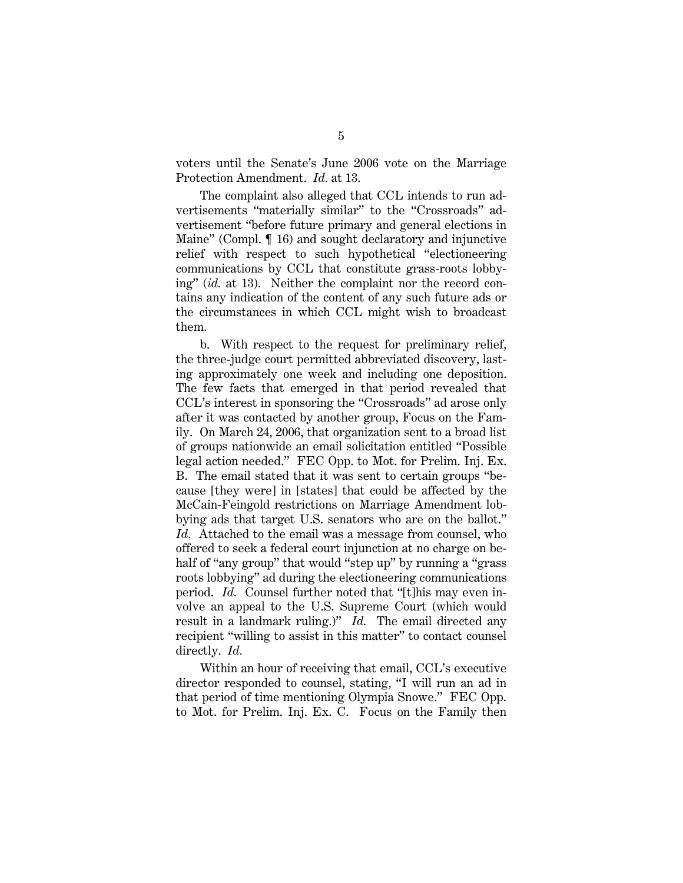voters until the Senate's June 2006 vote on the Marriage Protection Amendment. *Id.* at 13.

The complaint also alleged that CCL intends to run advertisements "materially similar" to the "Crossroads" advertisement "before future primary and general elections in Maine" (Compl. ¶ 16) and sought declaratory and injunctive relief with respect to such hypothetical "electioneering communications by CCL that constitute grass-roots lobbying" (*id.* at 13). Neither the complaint nor the record contains any indication of the content of any such future ads or the circumstances in which CCL might wish to broadcast them.

b. With respect to the request for preliminary relief, the three-judge court permitted abbreviated discovery, lasting approximately one week and including one deposition. The few facts that emerged in that period revealed that CCL's interest in sponsoring the "Crossroads" ad arose only after it was contacted by another group, Focus on the Family. On March 24, 2006, that organization sent to a broad list of groups nationwide an email solicitation entitled "Possible legal action needed." FEC Opp. to Mot. for Prelim. Inj. Ex. B. The email stated that it was sent to certain groups "because [they were] in [states] that could be affected by the McCain-Feingold restrictions on Marriage Amendment lobbying ads that target U.S. senators who are on the ballot." *Id.* Attached to the email was a message from counsel, who offered to seek a federal court injunction at no charge on behalf of "any group" that would "step up" by running a "grass roots lobbying" ad during the electioneering communications period. *Id.* Counsel further noted that "[t]his may even involve an appeal to the U.S. Supreme Court (which would result in a landmark ruling.)" *Id.* The email directed any recipient "willing to assist in this matter" to contact counsel directly. *Id.*

Within an hour of receiving that email, CCL's executive director responded to counsel, stating, "I will run an ad in that period of time mentioning Olympia Snowe." FEC Opp. to Mot. for Prelim. Inj. Ex. C. Focus on the Family then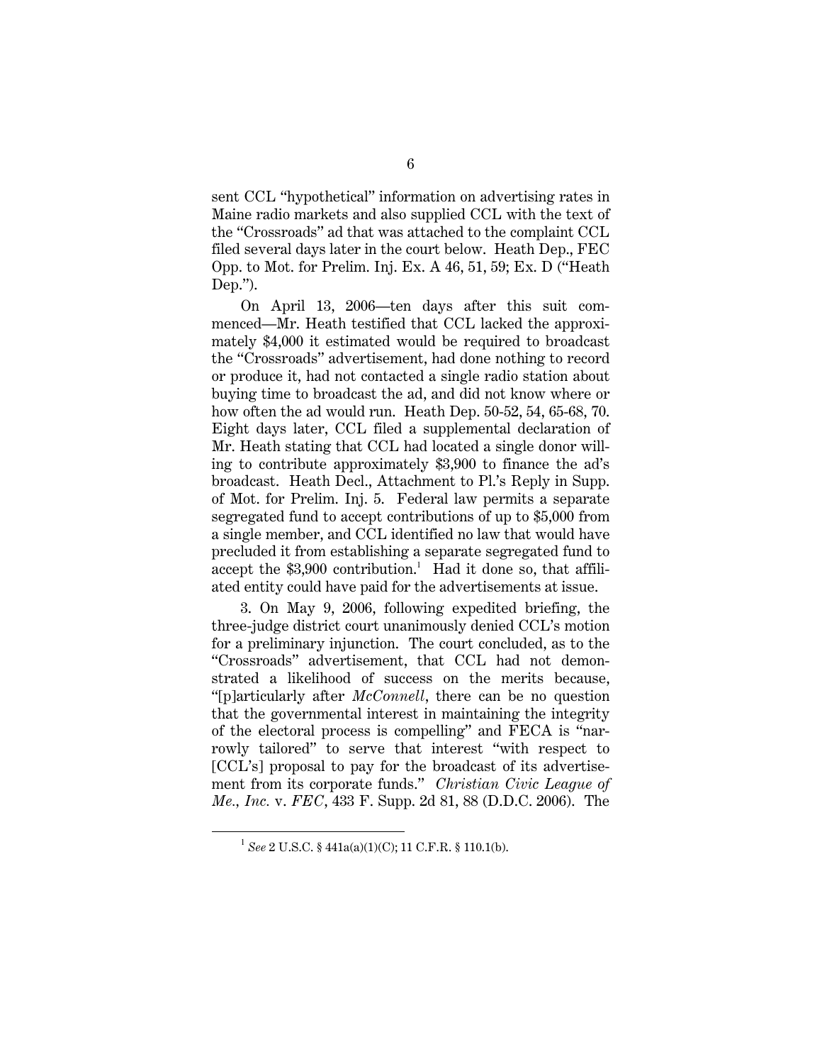sent CCL "hypothetical" information on advertising rates in Maine radio markets and also supplied CCL with the text of the "Crossroads" ad that was attached to the complaint CCL filed several days later in the court below. Heath Dep., FEC Opp. to Mot. for Prelim. Inj. Ex. A 46, 51, 59; Ex. D ("Heath Dep.").

On April 13, 2006—ten days after this suit commenced—Mr. Heath testified that CCL lacked the approximately $4,000 it estimated would be required to broadcast the "Crossroads" advertisement, had done nothing to record or produce it, had not contacted a single radio station about buying time to broadcast the ad, and did not know where or how often the ad would run. Heath Dep. 50-52, 54, 65-68, 70. Eight days later, CCL filed a supplemental declaration of Mr. Heath stating that CCL had located a single donor willing to contribute approximately $3,900 to finance the ad's broadcast. Heath Decl., Attachment to Pl.'s Reply in Supp. of Mot. for Prelim. Inj. 5. Federal law permits a separate segregated fund to accept contributions of up to $5,000 from a single member, and CCL identified no law that would have precluded it from establishing a separate segregated fund to accept the $3,900 contribution.[1] Had it done so, that affiliated entity could have paid for the advertisements at issue.

3. On May 9, 2006, following expedited briefing, the three-judge district court unanimously denied CCL's motion for a preliminary injunction. The court concluded, as to the "Crossroads" advertisement, that CCL had not demonstrated a likelihood of success on the merits because, "[p]articularly after *McConnell*, there can be no question that the governmental interest in maintaining the integrity of the electoral process is compelling" and FECA is "narrowly tailored" to serve that interest "with respect to [CCL's] proposal to pay for the broadcast of its advertisement from its corporate funds." *Christian Civic League of Me., Inc.* v. *FEC*, 433 F. Supp. 2d 81, 88 (D.D.C. 2006). The

[1] *See* 2 U.S.C. § 441a(a)(1)(C); 11 C.F.R. § 110.1(b).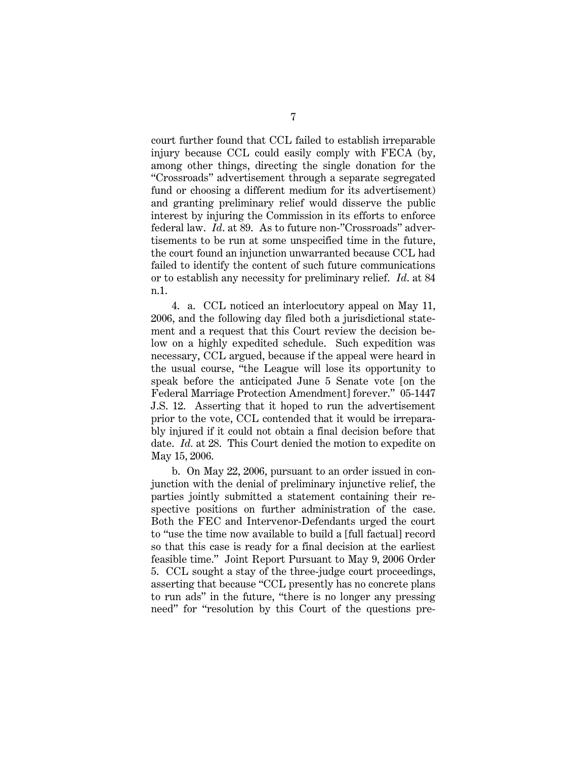court further found that CCL failed to establish irreparable injury because CCL could easily comply with FECA (by, among other things, directing the single donation for the "Crossroads" advertisement through a separate segregated fund or choosing a different medium for its advertisement) and granting preliminary relief would disserve the public interest by injuring the Commission in its efforts to enforce federal law. *Id.* at 89. As to future non-"Crossroads" advertisements to be run at some unspecified time in the future, the court found an injunction unwarranted because CCL had failed to identify the content of such future communications or to establish any necessity for preliminary relief. *Id.* at 84 n.1.

4. a. CCL noticed an interlocutory appeal on May 11, 2006, and the following day filed both a jurisdictional statement and a request that this Court review the decision below on a highly expedited schedule. Such expedition was necessary, CCL argued, because if the appeal were heard in the usual course, "the League will lose its opportunity to speak before the anticipated June 5 Senate vote [on the Federal Marriage Protection Amendment] forever." 05-1447 J.S. 12. Asserting that it hoped to run the advertisement prior to the vote, CCL contended that it would be irreparably injured if it could not obtain a final decision before that date. *Id.* at 28. This Court denied the motion to expedite on May 15, 2006.

b. On May 22, 2006, pursuant to an order issued in conjunction with the denial of preliminary injunctive relief, the parties jointly submitted a statement containing their respective positions on further administration of the case. Both the FEC and Intervenor-Defendants urged the court to "use the time now available to build a [full factual] record so that this case is ready for a final decision at the earliest feasible time." Joint Report Pursuant to May 9, 2006 Order 5. CCL sought a stay of the three-judge court proceedings, asserting that because "CCL presently has no concrete plans to run ads" in the future, "there is no longer any pressing need" for "resolution by this Court of the questions pre-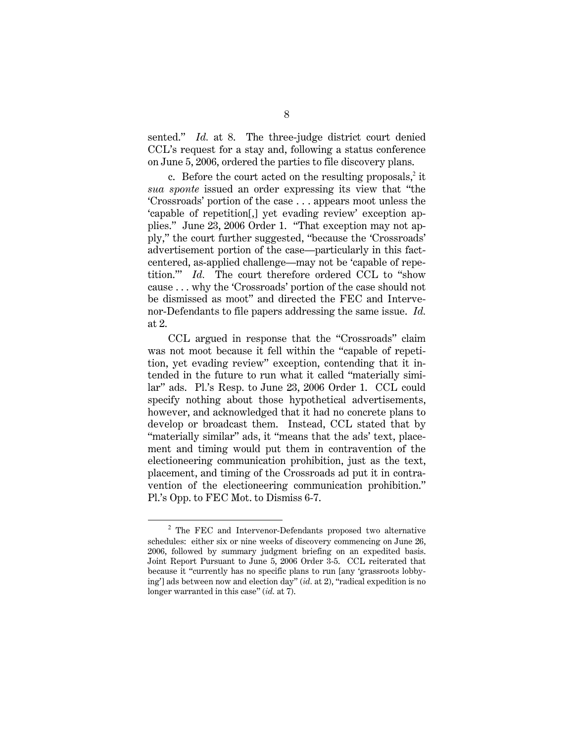sented." *Id.* at 8. The three-judge district court denied CCL's request for a stay and, following a status conference on June 5, 2006, ordered the parties to file discovery plans.

c. Before the court acted on the resulting proposals,[2] it *sua sponte* issued an order expressing its view that "the 'Crossroads' portion of the case . . . appears moot unless the 'capable of repetition[,] yet evading review' exception applies." June 23, 2006 Order 1. "That exception may not apply," the court further suggested, "because the 'Crossroads' advertisement portion of the case—particularly in this fact-centered, as-applied challenge—may not be 'capable of repetition.'" *Id.* The court therefore ordered CCL to "show cause . . . why the 'Crossroads' portion of the case should not be dismissed as moot" and directed the FEC and Intervenor-Defendants to file papers addressing the same issue. *Id.* at 2.

CCL argued in response that the "Crossroads" claim was not moot because it fell within the "capable of repetition, yet evading review" exception, contending that it intended in the future to run what it called "materially similar" ads. Pl.'s Resp. to June 23, 2006 Order 1. CCL could specify nothing about those hypothetical advertisements, however, and acknowledged that it had no concrete plans to develop or broadcast them. Instead, CCL stated that by "materially similar" ads, it "means that the ads' text, placement and timing would put them in contravention of the electioneering communication prohibition, just as the text, placement, and timing of the Crossroads ad put it in contravention of the electioneering communication prohibition." Pl.'s Opp. to FEC Mot. to Dismiss 6-7.

---

[2] The FEC and Intervenor-Defendants proposed two alternative schedules: either six or nine weeks of discovery commencing on June 26, 2006, followed by summary judgment briefing on an expedited basis. Joint Report Pursuant to June 5, 2006 Order 3-5. CCL reiterated that because it "currently has no specific plans to run [any 'grassroots lobbying'] ads between now and election day" (*id.* at 2), "radical expedition is no longer warranted in this case" (*id.* at 7).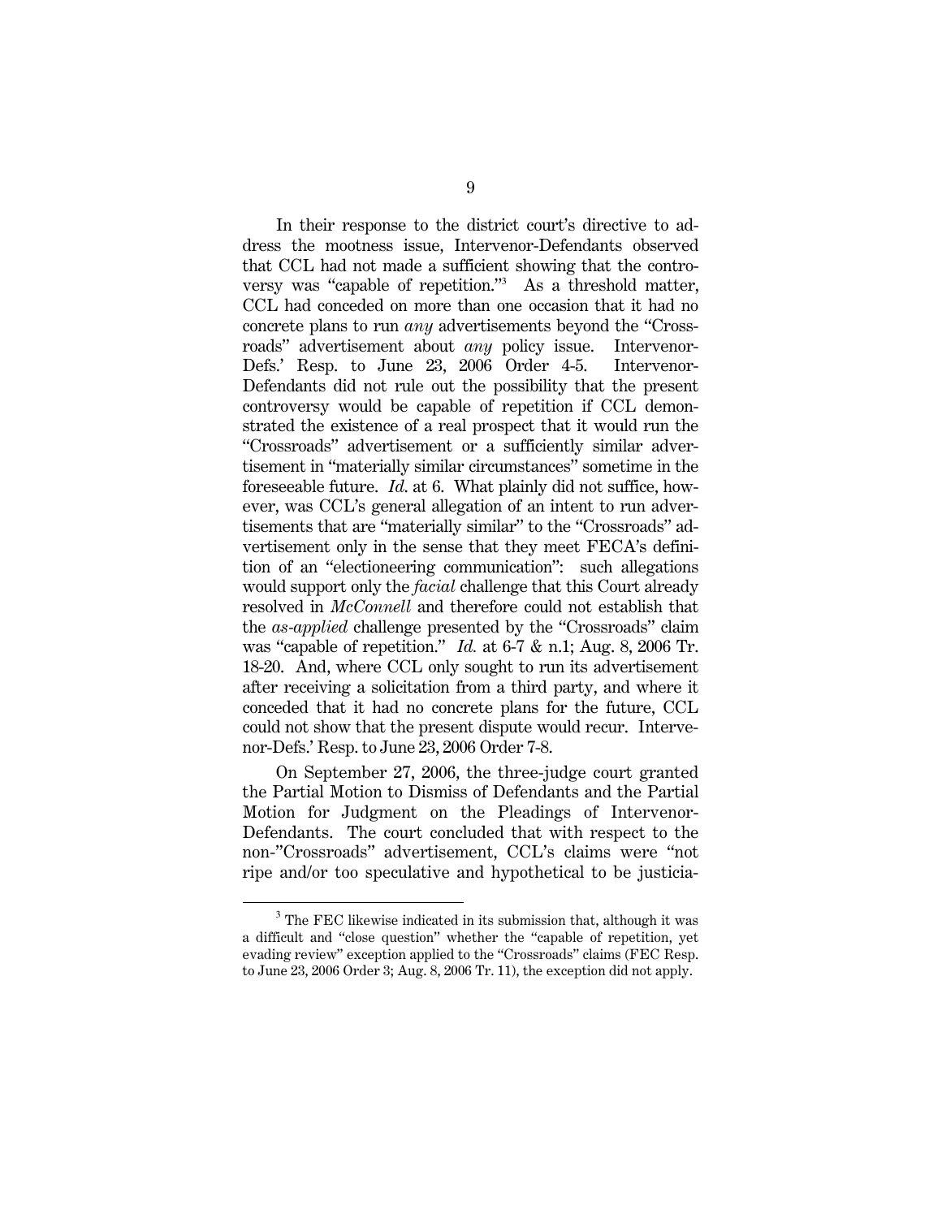In their response to the district court's directive to address the mootness issue, Intervenor-Defendants observed that CCL had not made a sufficient showing that the controversy was "capable of repetition."[3] As a threshold matter, CCL had conceded on more than one occasion that it had no concrete plans to run *any* advertisements beyond the "Crossroads" advertisement about *any* policy issue. Intervenor-Defs.' Resp. to June 23, 2006 Order 4-5. Intervenor-Defendants did not rule out the possibility that the present controversy would be capable of repetition if CCL demonstrated the existence of a real prospect that it would run the "Crossroads" advertisement or a sufficiently similar advertisement in "materially similar circumstances" sometime in the foreseeable future. *Id.* at 6. What plainly did not suffice, however, was CCL's general allegation of an intent to run advertisements that are "materially similar" to the "Crossroads" advertisement only in the sense that they meet FECA's definition of an "electioneering communication": such allegations would support only the *facial* challenge that this Court already resolved in *McConnell* and therefore could not establish that the *as-applied* challenge presented by the "Crossroads" claim was "capable of repetition." *Id.* at 6-7 & n.1; Aug. 8, 2006 Tr. 18-20. And, where CCL only sought to run its advertisement after receiving a solicitation from a third party, and where it conceded that it had no concrete plans for the future, CCL could not show that the present dispute would recur. Intervenor-Defs.' Resp. to June 23, 2006 Order 7-8.

On September 27, 2006, the three-judge court granted the Partial Motion to Dismiss of Defendants and the Partial Motion for Judgment on the Pleadings of Intervenor-Defendants. The court concluded that with respect to the non-"Crossroads" advertisement, CCL's claims were "not ripe and/or too speculative and hypothetical to be justicia-

[3] The FEC likewise indicated in its submission that, although it was a difficult and "close question" whether the "capable of repetition, yet evading review" exception applied to the "Crossroads" claims (FEC Resp. to June 23, 2006 Order 3; Aug. 8, 2006 Tr. 11), the exception did not apply.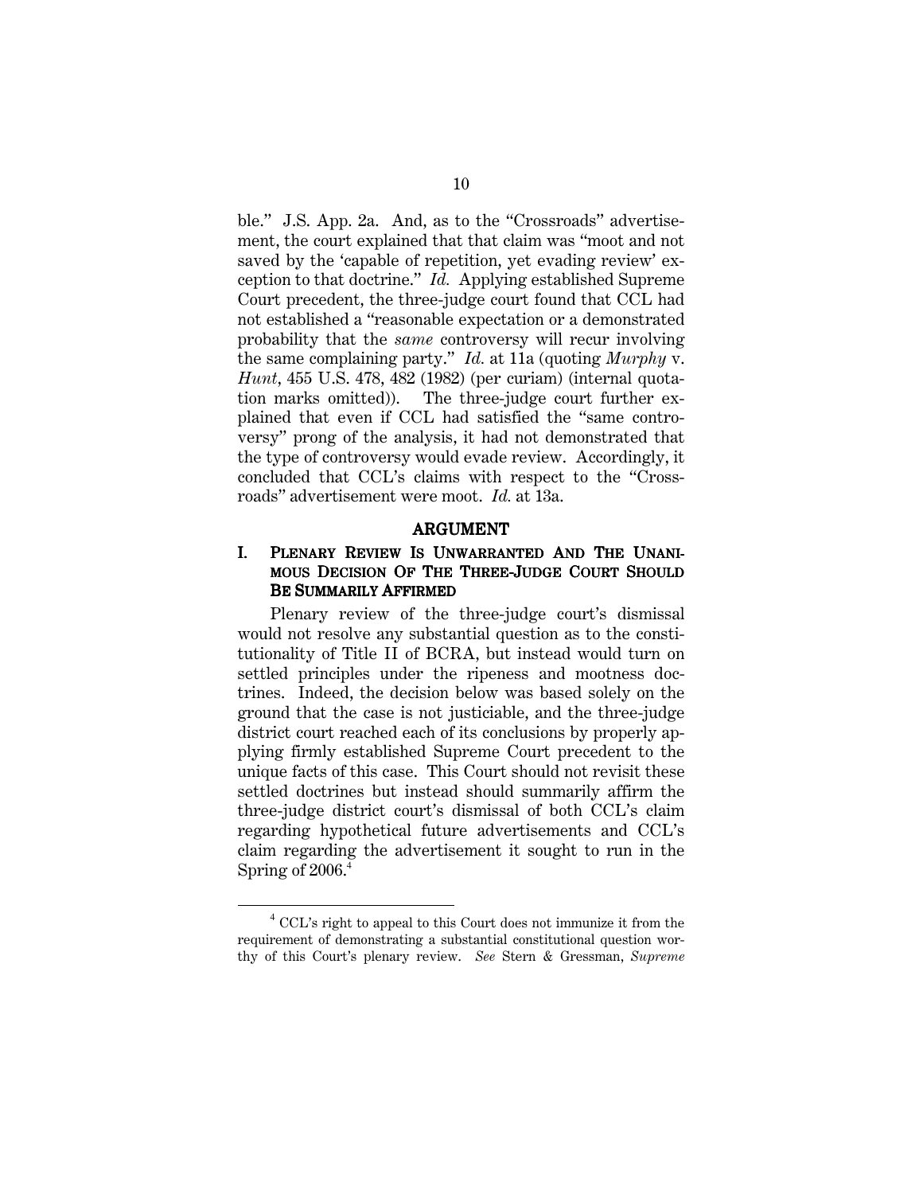ble." J.S. App. 2a. And, as to the "Crossroads" advertisement, the court explained that that claim was "moot and not saved by the 'capable of repetition, yet evading review' exception to that doctrine." *Id.* Applying established Supreme Court precedent, the three-judge court found that CCL had not established a "reasonable expectation or a demonstrated probability that the *same* controversy will recur involving the same complaining party." *Id.* at 11a (quoting *Murphy* v. *Hunt*, 455 U.S. 478, 482 (1982) (per curiam) (internal quotation marks omitted)). The three-judge court further explained that even if CCL had satisfied the "same controversy" prong of the analysis, it had not demonstrated that the type of controversy would evade review. Accordingly, it concluded that CCL's claims with respect to the "Crossroads" advertisement were moot. *Id.* at 13a.

## ARGUMENT

### I. PLENARY REVIEW IS UNWARRANTED AND THE UNANIMOUS DECISION OF THE THREE-JUDGE COURT SHOULD BE SUMMARILY AFFIRMED

Plenary review of the three-judge court's dismissal would not resolve any substantial question as to the constitutionality of Title II of BCRA, but instead would turn on settled principles under the ripeness and mootness doctrines. Indeed, the decision below was based solely on the ground that the case is not justiciable, and the three-judge district court reached each of its conclusions by properly applying firmly established Supreme Court precedent to the unique facts of this case. This Court should not revisit these settled doctrines but instead should summarily affirm the three-judge district court's dismissal of both CCL's claim regarding hypothetical future advertisements and CCL's claim regarding the advertisement it sought to run in the Spring of 2006.[4]

---

[4] CCL's right to appeal to this Court does not immunize it from the requirement of demonstrating a substantial constitutional question worthy of this Court's plenary review. *See* Stern & Gressman, *Supreme*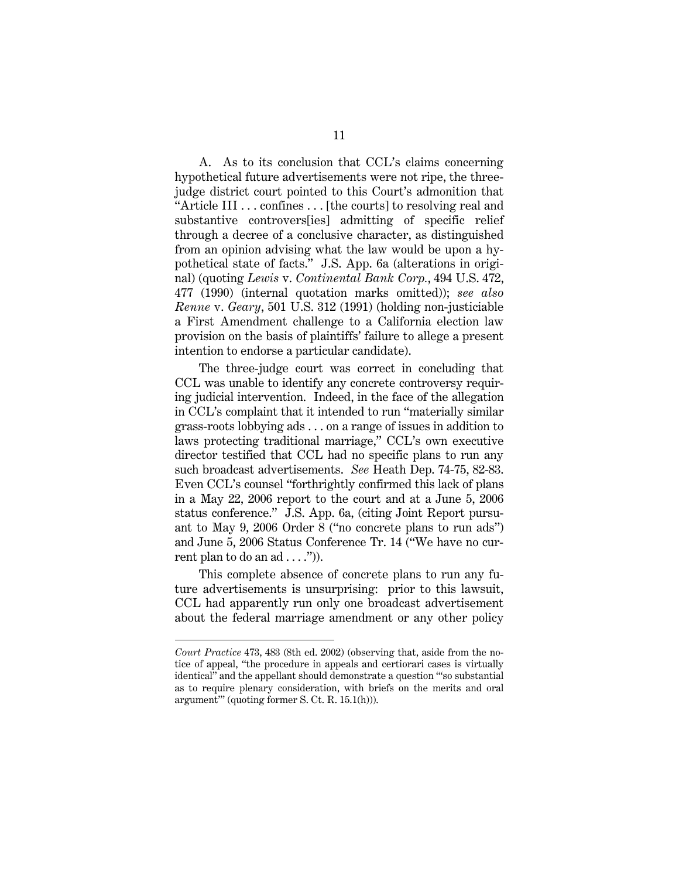A. As to its conclusion that CCL's claims concerning hypothetical future advertisements were not ripe, the three-judge district court pointed to this Court's admonition that "Article III . . . confines . . . [the courts] to resolving real and substantive controvers[ies] admitting of specific relief through a decree of a conclusive character, as distinguished from an opinion advising what the law would be upon a hypothetical state of facts." J.S. App. 6a (alterations in original) (quoting *Lewis* v. *Continental Bank Corp.*, 494 U.S. 472, 477 (1990) (internal quotation marks omitted)); *see also Renne* v. *Geary*, 501 U.S. 312 (1991) (holding non-justiciable a First Amendment challenge to a California election law provision on the basis of plaintiffs' failure to allege a present intention to endorse a particular candidate).

The three-judge court was correct in concluding that CCL was unable to identify any concrete controversy requiring judicial intervention. Indeed, in the face of the allegation in CCL's complaint that it intended to run "materially similar grass-roots lobbying ads . . . on a range of issues in addition to laws protecting traditional marriage," CCL's own executive director testified that CCL had no specific plans to run any such broadcast advertisements. *See* Heath Dep. 74-75, 82-83. Even CCL's counsel "forthrightly confirmed this lack of plans in a May 22, 2006 report to the court and at a June 5, 2006 status conference." J.S. App. 6a, (citing Joint Report pursuant to May 9, 2006 Order 8 ("no concrete plans to run ads") and June 5, 2006 Status Conference Tr. 14 ("We have no current plan to do an ad . . . .")).

This complete absence of concrete plans to run any future advertisements is unsurprising: prior to this lawsuit, CCL had apparently run only one broadcast advertisement about the federal marriage amendment or any other policy

---

*Court Practice* 473, 483 (8th ed. 2002) (observing that, aside from the notice of appeal, "the procedure in appeals and certiorari cases is virtually identical" and the appellant should demonstrate a question "'so substantial as to require plenary consideration, with briefs on the merits and oral argument'" (quoting former S. Ct. R. 15.1(h))).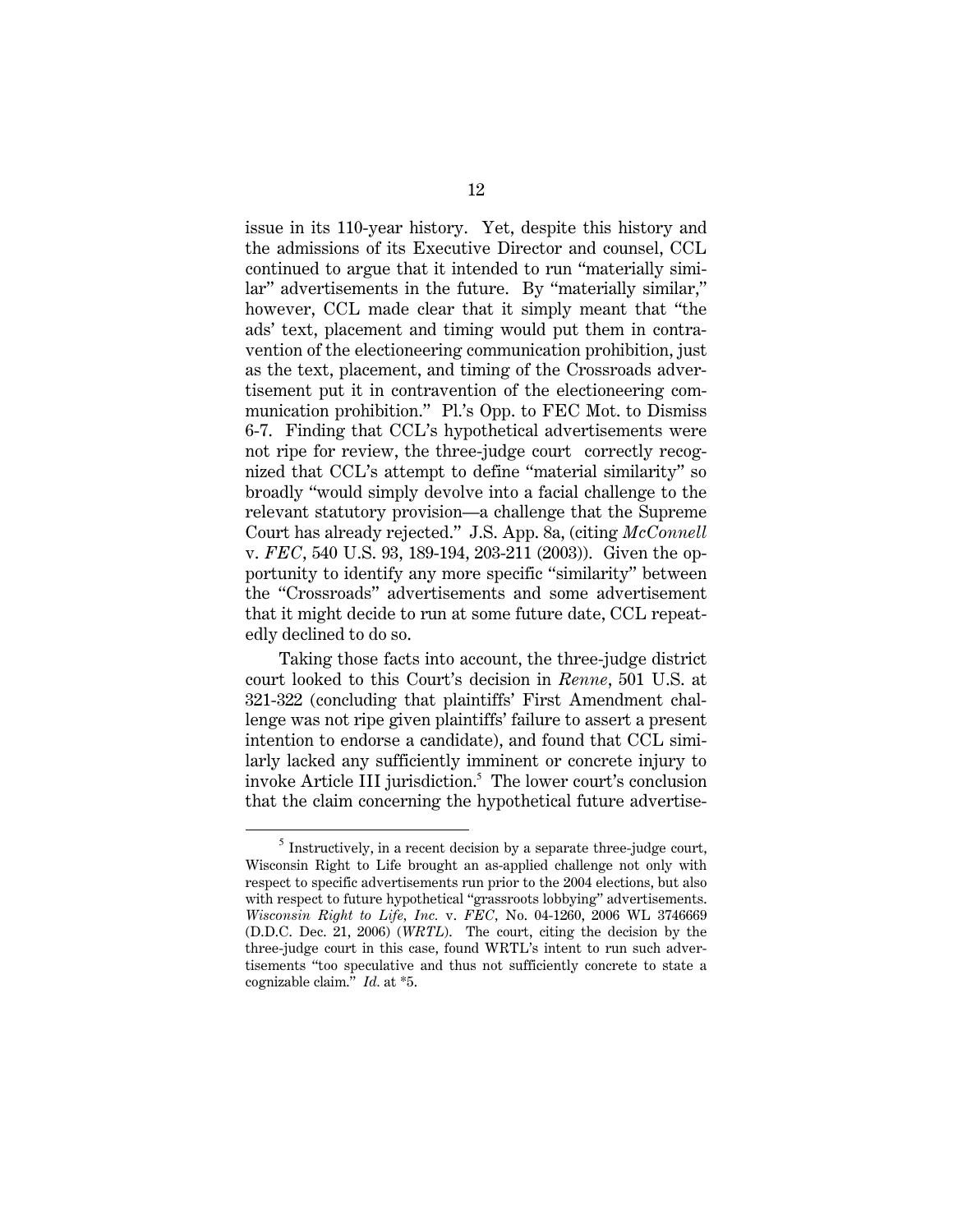issue in its 110-year history. Yet, despite this history and the admissions of its Executive Director and counsel, CCL continued to argue that it intended to run "materially similar" advertisements in the future. By "materially similar," however, CCL made clear that it simply meant that "the ads' text, placement and timing would put them in contravention of the electioneering communication prohibition, just as the text, placement, and timing of the Crossroads advertisement put it in contravention of the electioneering communication prohibition." Pl.'s Opp. to FEC Mot. to Dismiss 6-7. Finding that CCL's hypothetical advertisements were not ripe for review, the three-judge court correctly recognized that CCL's attempt to define "material similarity" so broadly "would simply devolve into a facial challenge to the relevant statutory provision—a challenge that the Supreme Court has already rejected." J.S. App. 8a, (citing *McConnell* v. *FEC*, 540 U.S. 93, 189-194, 203-211 (2003)). Given the opportunity to identify any more specific "similarity" between the "Crossroads" advertisements and some advertisement that it might decide to run at some future date, CCL repeatedly declined to do so.

Taking those facts into account, the three-judge district court looked to this Court's decision in *Renne*, 501 U.S. at 321-322 (concluding that plaintiffs' First Amendment challenge was not ripe given plaintiffs' failure to assert a present intention to endorse a candidate), and found that CCL similarly lacked any sufficiently imminent or concrete injury to invoke Article III jurisdiction.[5] The lower court's conclusion that the claim concerning the hypothetical future advertise-

[5] Instructively, in a recent decision by a separate three-judge court, Wisconsin Right to Life brought an as-applied challenge not only with respect to specific advertisements run prior to the 2004 elections, but also with respect to future hypothetical "grassroots lobbying" advertisements. *Wisconsin Right to Life, Inc.* v. *FEC*, No. 04-1260, 2006 WL 3746669 (D.D.C. Dec. 21, 2006) (*WRTL*). The court, citing the decision by the three-judge court in this case, found WRTL's intent to run such advertisements "too speculative and thus not sufficiently concrete to state a cognizable claim." *Id.* at *5.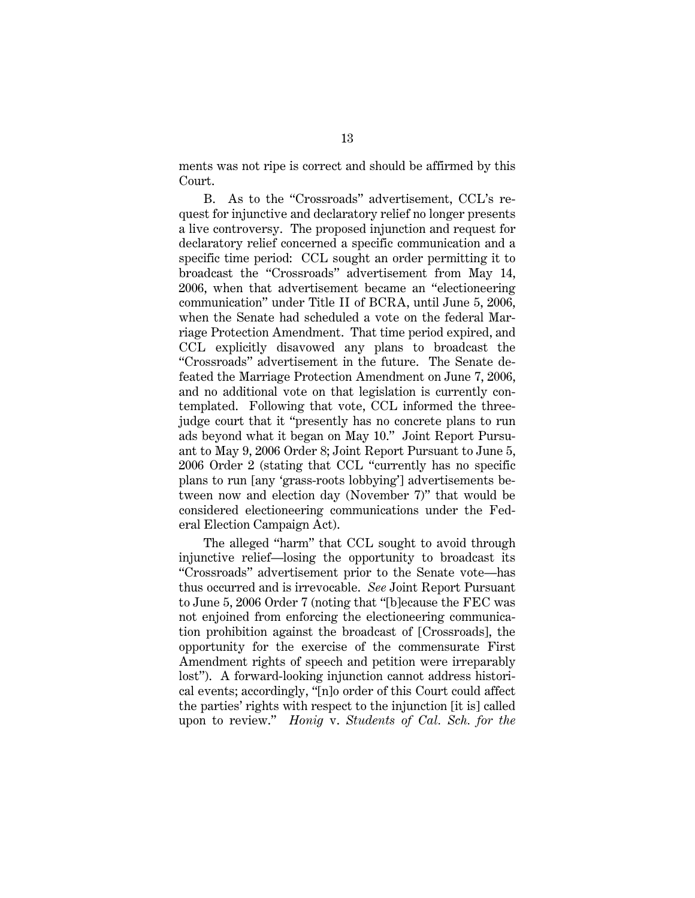ments was not ripe is correct and should be affirmed by this Court.

B. As to the "Crossroads" advertisement, CCL's request for injunctive and declaratory relief no longer presents a live controversy. The proposed injunction and request for declaratory relief concerned a specific communication and a specific time period: CCL sought an order permitting it to broadcast the "Crossroads" advertisement from May 14, 2006, when that advertisement became an "electioneering communication" under Title II of BCRA, until June 5, 2006, when the Senate had scheduled a vote on the federal Marriage Protection Amendment. That time period expired, and CCL explicitly disavowed any plans to broadcast the "Crossroads" advertisement in the future. The Senate defeated the Marriage Protection Amendment on June 7, 2006, and no additional vote on that legislation is currently contemplated. Following that vote, CCL informed the three-judge court that it "presently has no concrete plans to run ads beyond what it began on May 10." Joint Report Pursuant to May 9, 2006 Order 8; Joint Report Pursuant to June 5, 2006 Order 2 (stating that CCL "currently has no specific plans to run [any 'grass-roots lobbying'] advertisements between now and election day (November 7)" that would be considered electioneering communications under the Federal Election Campaign Act).

The alleged "harm" that CCL sought to avoid through injunctive relief—losing the opportunity to broadcast its "Crossroads" advertisement prior to the Senate vote—has thus occurred and is irrevocable. *See* Joint Report Pursuant to June 5, 2006 Order 7 (noting that "[b]ecause the FEC was not enjoined from enforcing the electioneering communication prohibition against the broadcast of [Crossroads], the opportunity for the exercise of the commensurate First Amendment rights of speech and petition were irreparably lost"). A forward-looking injunction cannot address historical events; accordingly, "[n]o order of this Court could affect the parties' rights with respect to the injunction [it is] called upon to review." *Honig* v. *Students of Cal. Sch. for the*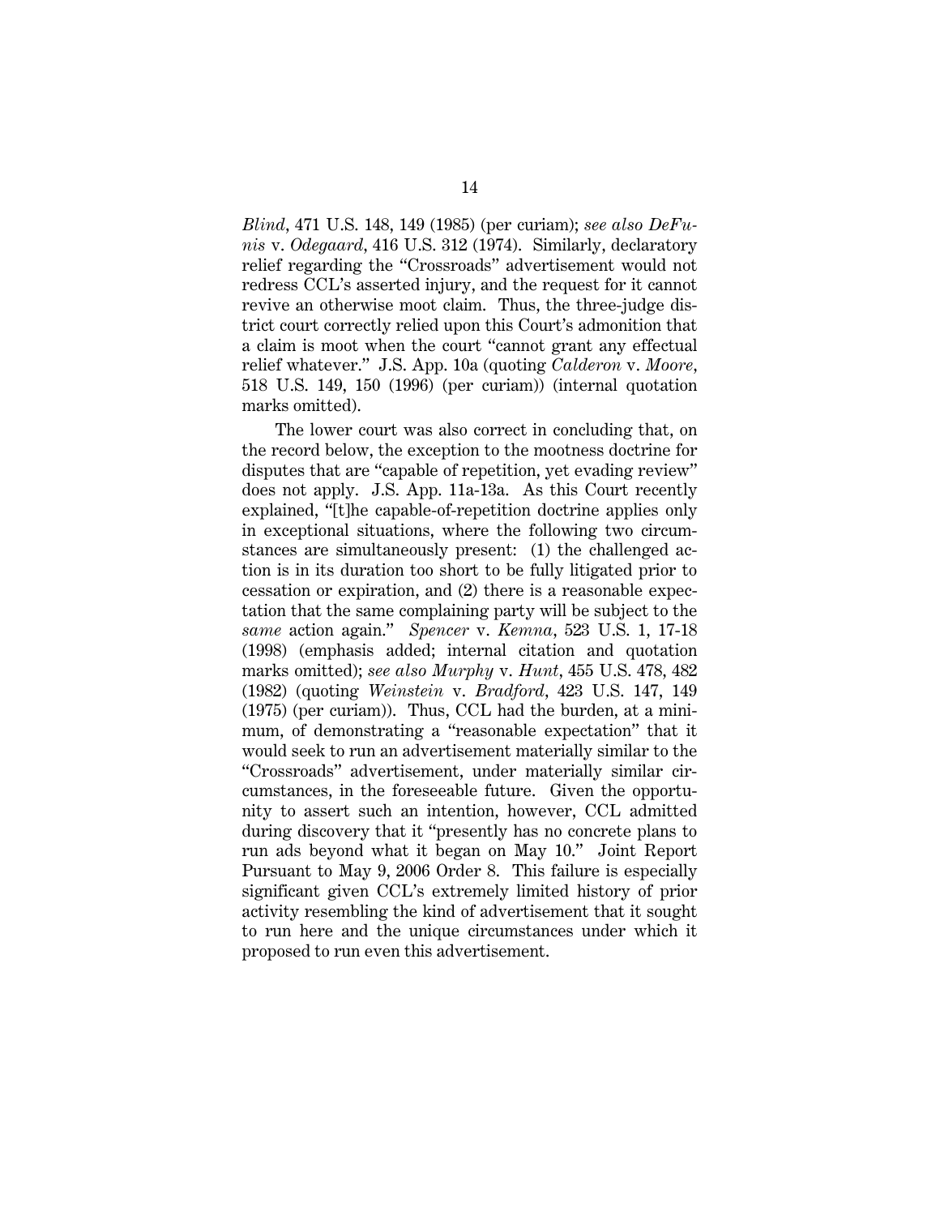*Blind*, 471 U.S. 148, 149 (1985) (per curiam); *see also DeFunis* v. *Odegaard*, 416 U.S. 312 (1974). Similarly, declaratory relief regarding the "Crossroads" advertisement would not redress CCL's asserted injury, and the request for it cannot revive an otherwise moot claim. Thus, the three-judge district court correctly relied upon this Court's admonition that a claim is moot when the court "cannot grant any effectual relief whatever." J.S. App. 10a (quoting *Calderon* v. *Moore*, 518 U.S. 149, 150 (1996) (per curiam)) (internal quotation marks omitted).

The lower court was also correct in concluding that, on the record below, the exception to the mootness doctrine for disputes that are "capable of repetition, yet evading review" does not apply. J.S. App. 11a-13a. As this Court recently explained, "[t]he capable-of-repetition doctrine applies only in exceptional situations, where the following two circumstances are simultaneously present: (1) the challenged action is in its duration too short to be fully litigated prior to cessation or expiration, and (2) there is a reasonable expectation that the same complaining party will be subject to the *same* action again." *Spencer* v. *Kemna*, 523 U.S. 1, 17-18 (1998) (emphasis added; internal citation and quotation marks omitted); *see also Murphy* v. *Hunt*, 455 U.S. 478, 482 (1982) (quoting *Weinstein* v. *Bradford*, 423 U.S. 147, 149 (1975) (per curiam)). Thus, CCL had the burden, at a minimum, of demonstrating a "reasonable expectation" that it would seek to run an advertisement materially similar to the "Crossroads" advertisement, under materially similar circumstances, in the foreseeable future. Given the opportunity to assert such an intention, however, CCL admitted during discovery that it "presently has no concrete plans to run ads beyond what it began on May 10." Joint Report Pursuant to May 9, 2006 Order 8. This failure is especially significant given CCL's extremely limited history of prior activity resembling the kind of advertisement that it sought to run here and the unique circumstances under which it proposed to run even this advertisement.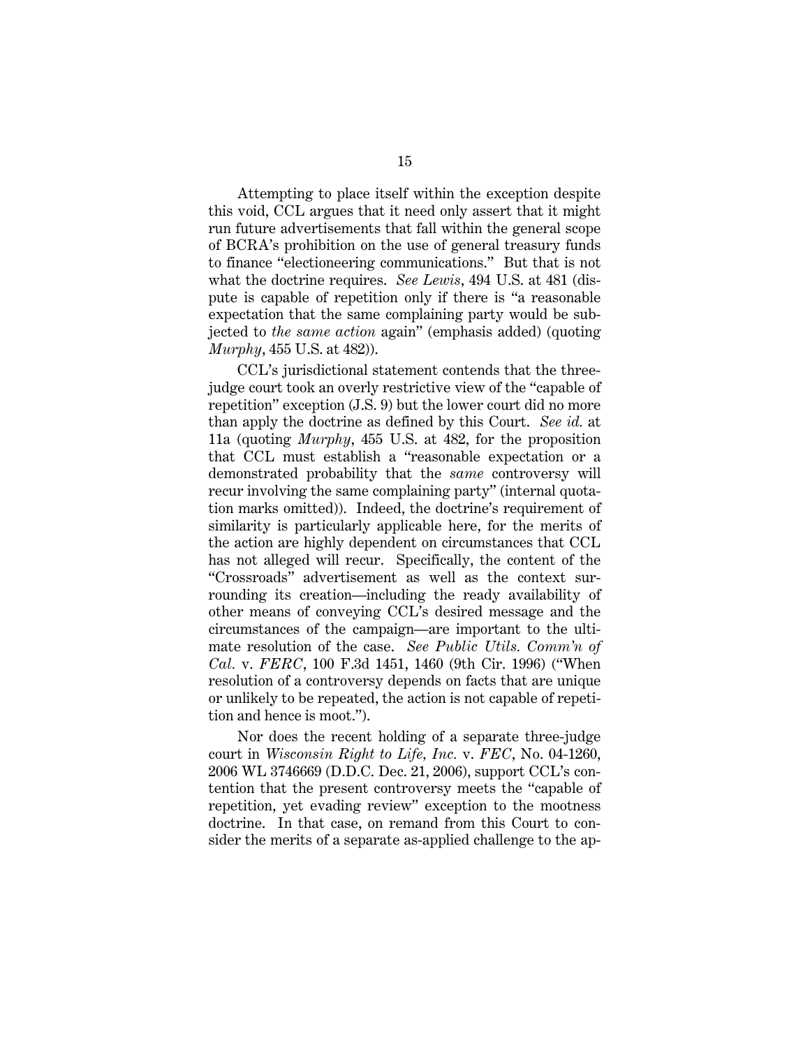Attempting to place itself within the exception despite this void, CCL argues that it need only assert that it might run future advertisements that fall within the general scope of BCRA's prohibition on the use of general treasury funds to finance "electioneering communications." But that is not what the doctrine requires. *See Lewis*, 494 U.S. at 481 (dispute is capable of repetition only if there is "a reasonable expectation that the same complaining party would be subjected to *the same action* again" (emphasis added) (quoting *Murphy*, 455 U.S. at 482)).

CCL's jurisdictional statement contends that the three-judge court took an overly restrictive view of the "capable of repetition" exception (J.S. 9) but the lower court did no more than apply the doctrine as defined by this Court. *See id.* at 11a (quoting *Murphy*, 455 U.S. at 482, for the proposition that CCL must establish a "reasonable expectation or a demonstrated probability that the *same* controversy will recur involving the same complaining party" (internal quotation marks omitted)). Indeed, the doctrine's requirement of similarity is particularly applicable here, for the merits of the action are highly dependent on circumstances that CCL has not alleged will recur. Specifically, the content of the "Crossroads" advertisement as well as the context surrounding its creation—including the ready availability of other means of conveying CCL's desired message and the circumstances of the campaign—are important to the ultimate resolution of the case. *See Public Utils. Comm'n of Cal.* v. *FERC*, 100 F.3d 1451, 1460 (9th Cir. 1996) ("When resolution of a controversy depends on facts that are unique or unlikely to be repeated, the action is not capable of repetition and hence is moot.").

Nor does the recent holding of a separate three-judge court in *Wisconsin Right to Life, Inc.* v. *FEC*, No. 04-1260, 2006 WL 3746669 (D.D.C. Dec. 21, 2006), support CCL's contention that the present controversy meets the "capable of repetition, yet evading review" exception to the mootness doctrine. In that case, on remand from this Court to consider the merits of a separate as-applied challenge to the ap-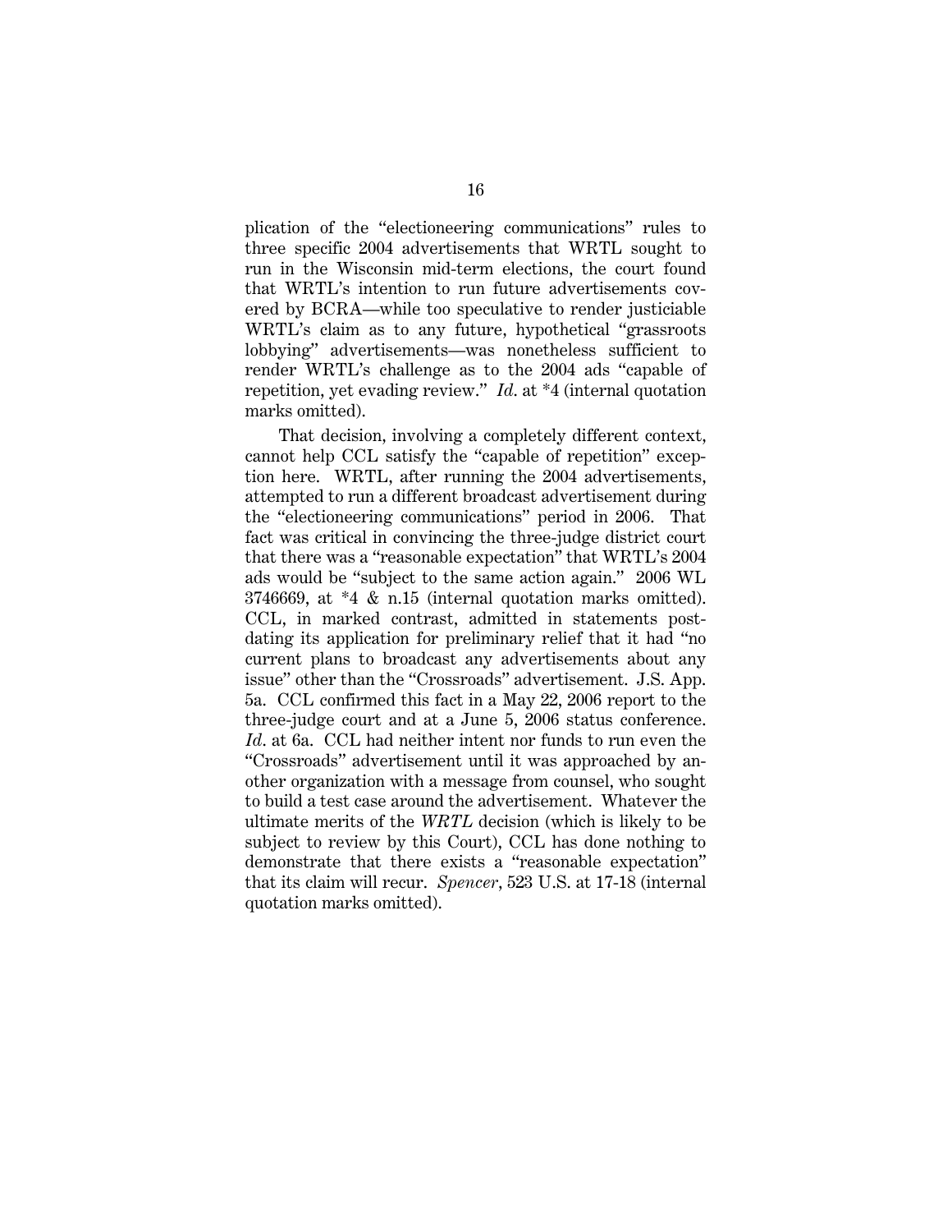plication of the "electioneering communications" rules to three specific 2004 advertisements that WRTL sought to run in the Wisconsin mid-term elections, the court found that WRTL's intention to run future advertisements covered by BCRA—while too speculative to render justiciable WRTL's claim as to any future, hypothetical "grassroots lobbying" advertisements—was nonetheless sufficient to render WRTL's challenge as to the 2004 ads "capable of repetition, yet evading review." *Id.* at *4 (internal quotation marks omitted).

That decision, involving a completely different context, cannot help CCL satisfy the "capable of repetition" exception here. WRTL, after running the 2004 advertisements, attempted to run a different broadcast advertisement during the "electioneering communications" period in 2006. That fact was critical in convincing the three-judge district court that there was a "reasonable expectation" that WRTL's 2004 ads would be "subject to the same action again." 2006 WL 3746669, at *4 & n.15 (internal quotation marks omitted). CCL, in marked contrast, admitted in statements post-dating its application for preliminary relief that it had "no current plans to broadcast any advertisements about any issue" other than the "Crossroads" advertisement. J.S. App. 5a. CCL confirmed this fact in a May 22, 2006 report to the three-judge court and at a June 5, 2006 status conference. *Id.* at 6a. CCL had neither intent nor funds to run even the "Crossroads" advertisement until it was approached by another organization with a message from counsel, who sought to build a test case around the advertisement. Whatever the ultimate merits of the *WRTL* decision (which is likely to be subject to review by this Court), CCL has done nothing to demonstrate that there exists a "reasonable expectation" that its claim will recur. *Spencer*, 523 U.S. at 17-18 (internal quotation marks omitted).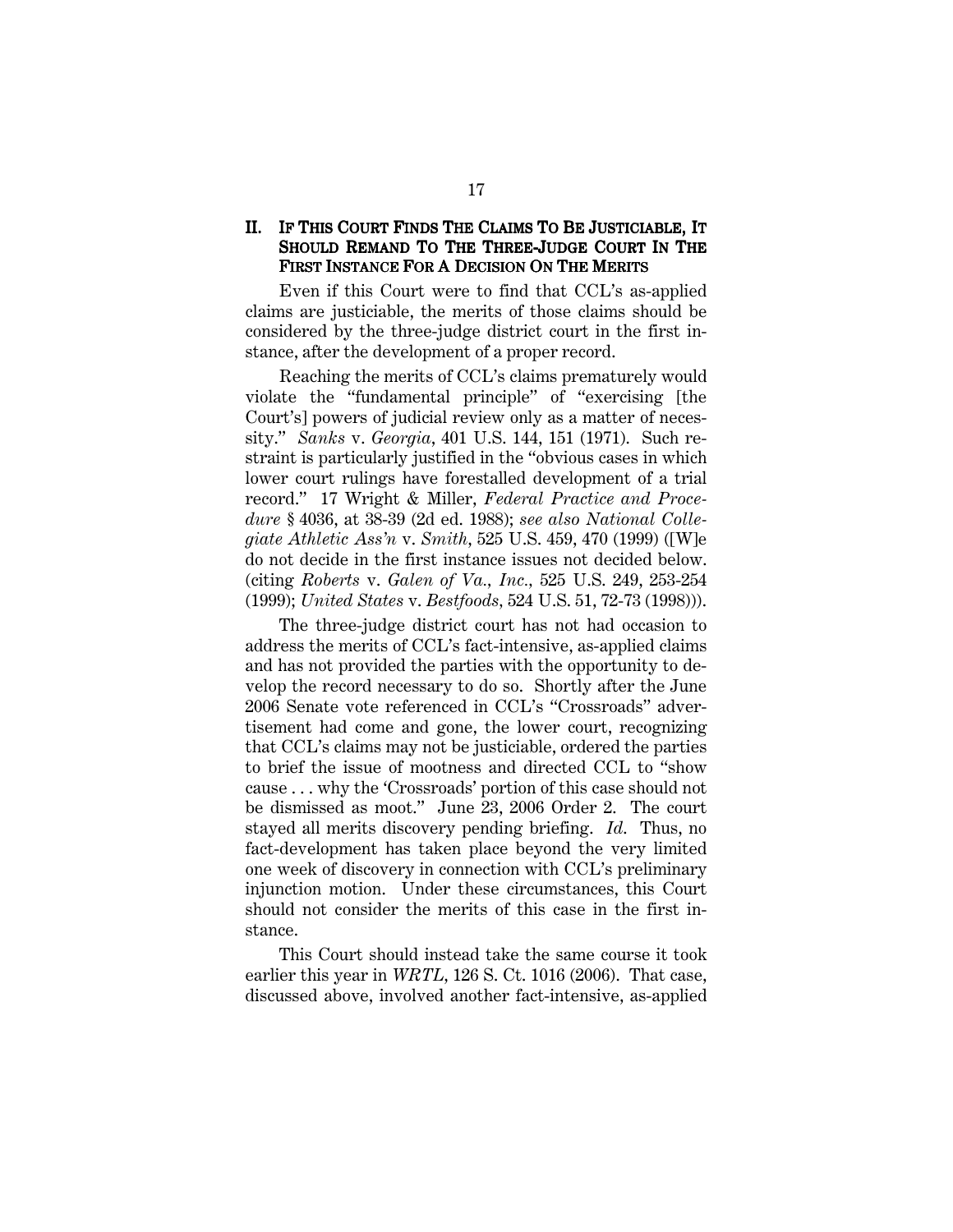## II. IF THIS COURT FINDS THE CLAIMS TO BE JUSTICIABLE, IT SHOULD REMAND TO THE THREE-JUDGE COURT IN THE FIRST INSTANCE FOR A DECISION ON THE MERITS

Even if this Court were to find that CCL's as-applied claims are justiciable, the merits of those claims should be considered by the three-judge district court in the first instance, after the development of a proper record.

Reaching the merits of CCL's claims prematurely would violate the "fundamental principle" of "exercising [the Court's] powers of judicial review only as a matter of necessity." *Sanks* v. *Georgia*, 401 U.S. 144, 151 (1971). Such restraint is particularly justified in the "obvious cases in which lower court rulings have forestalled development of a trial record." 17 Wright & Miller, *Federal Practice and Procedure* § 4036, at 38-39 (2d ed. 1988); *see also National Collegiate Athletic Ass'n* v. *Smith*, 525 U.S. 459, 470 (1999) ([W]e do not decide in the first instance issues not decided below. (citing *Roberts* v. *Galen of Va., Inc.*, 525 U.S. 249, 253-254 (1999); *United States* v. *Bestfoods*, 524 U.S. 51, 72-73 (1998))).

The three-judge district court has not had occasion to address the merits of CCL's fact-intensive, as-applied claims and has not provided the parties with the opportunity to develop the record necessary to do so. Shortly after the June 2006 Senate vote referenced in CCL's "Crossroads" advertisement had come and gone, the lower court, recognizing that CCL's claims may not be justiciable, ordered the parties to brief the issue of mootness and directed CCL to "show cause . . . why the 'Crossroads' portion of this case should not be dismissed as moot." June 23, 2006 Order 2. The court stayed all merits discovery pending briefing. *Id.* Thus, no fact-development has taken place beyond the very limited one week of discovery in connection with CCL's preliminary injunction motion. Under these circumstances, this Court should not consider the merits of this case in the first instance.

This Court should instead take the same course it took earlier this year in *WRTL*, 126 S. Ct. 1016 (2006). That case, discussed above, involved another fact-intensive, as-applied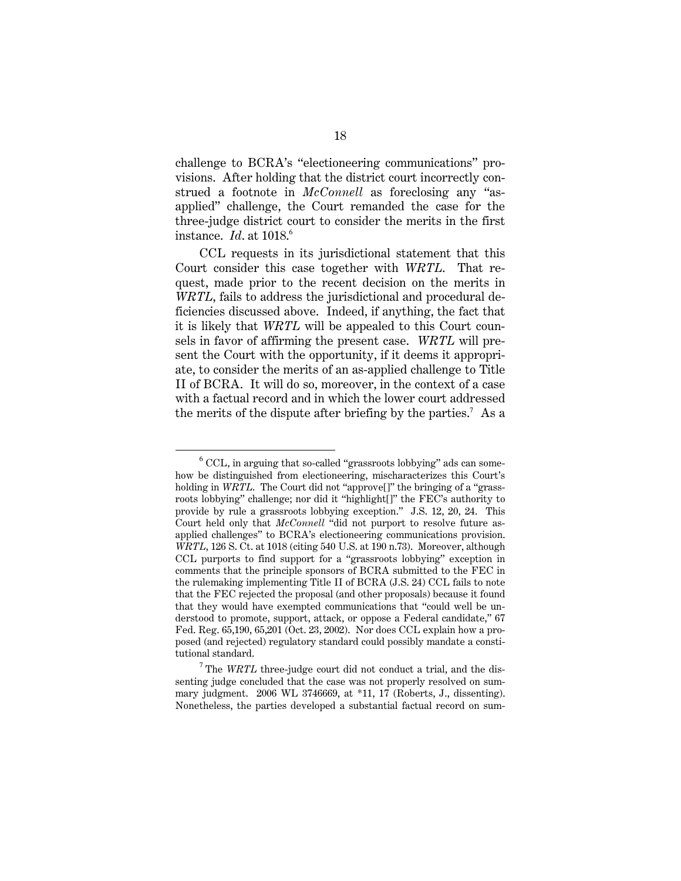challenge to BCRA's "electioneering communications" provisions. After holding that the district court incorrectly construed a footnote in *McConnell* as foreclosing any "as-applied" challenge, the Court remanded the case for the three-judge district court to consider the merits in the first instance. *Id*. at 1018.[6]

CCL requests in its jurisdictional statement that this Court consider this case together with *WRTL*. That request, made prior to the recent decision on the merits in *WRTL*, fails to address the jurisdictional and procedural deficiencies discussed above. Indeed, if anything, the fact that it is likely that *WRTL* will be appealed to this Court counsels in favor of affirming the present case. *WRTL* will present the Court with the opportunity, if it deems it appropriate, to consider the merits of an as-applied challenge to Title II of BCRA. It will do so, moreover, in the context of a case with a factual record and in which the lower court addressed the merits of the dispute after briefing by the parties.[7] As a

---

[6] CCL, in arguing that so-called "grassroots lobbying" ads can somehow be distinguished from electioneering, mischaracterizes this Court's holding in *WRTL*. The Court did not "approve[]" the bringing of a "grassroots lobbying" challenge; nor did it "highlight[]" the FEC's authority to provide by rule a grassroots lobbying exception." J.S. 12, 20, 24. This Court held only that *McConnell* "did not purport to resolve future as-applied challenges" to BCRA's electioneering communications provision. *WRTL*, 126 S. Ct. at 1018 (citing 540 U.S. at 190 n.73). Moreover, although CCL purports to find support for a "grassroots lobbying" exception in comments that the principle sponsors of BCRA submitted to the FEC in the rulemaking implementing Title II of BCRA (J.S. 24) CCL fails to note that the FEC rejected the proposal (and other proposals) because it found that they would have exempted communications that "could well be understood to promote, support, attack, or oppose a Federal candidate," 67 Fed. Reg. 65,190, 65,201 (Oct. 23, 2002). Nor does CCL explain how a proposed (and rejected) regulatory standard could possibly mandate a constitutional standard.

[7] The *WRTL* three-judge court did not conduct a trial, and the dissenting judge concluded that the case was not properly resolved on summary judgment. 2006 WL 3746669, at *11, 17 (Roberts, J., dissenting). Nonetheless, the parties developed a substantial factual record on sum-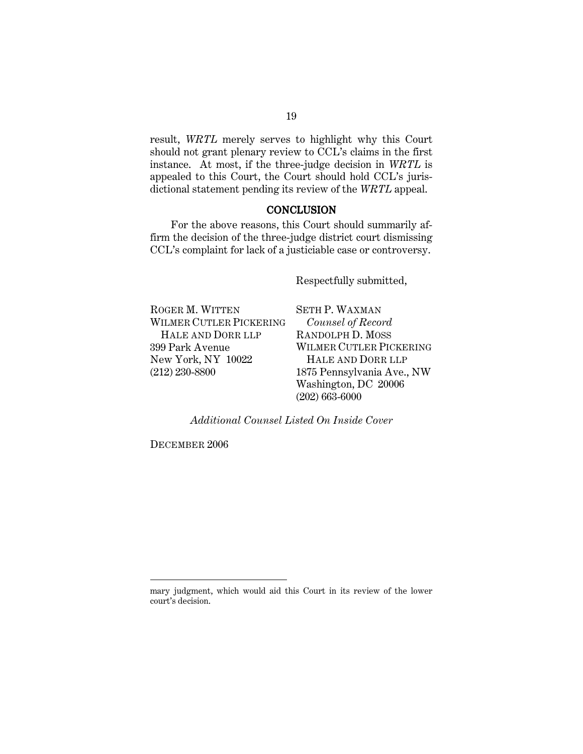result, *WRTL* merely serves to highlight why this Court should not grant plenary review to CCL's claims in the first instance. At most, if the three-judge decision in *WRTL* is appealed to this Court, the Court should hold CCL's jurisdictional statement pending its review of the *WRTL* appeal.

## CONCLUSION

For the above reasons, this Court should summarily affirm the decision of the three-judge district court dismissing CCL's complaint for lack of a justiciable case or controversy.

Respectfully submitted,

ROGER M. WITTEN
WILMER CUTLER PICKERING
HALE AND DORR LLP
399 Park Avenue
New York, NY 10022
(212) 230-8800

SETH P. WAXMAN
*Counsel of Record*
RANDOLPH D. MOSS
WILMER CUTLER PICKERING
HALE AND DORR LLP
1875 Pennsylvania Ave., NW
Washington, DC 20006
(202) 663-6000

*Additional Counsel Listed On Inside Cover*

DECEMBER 2006

mary judgment, which would aid this Court in its review of the lower court's decision.